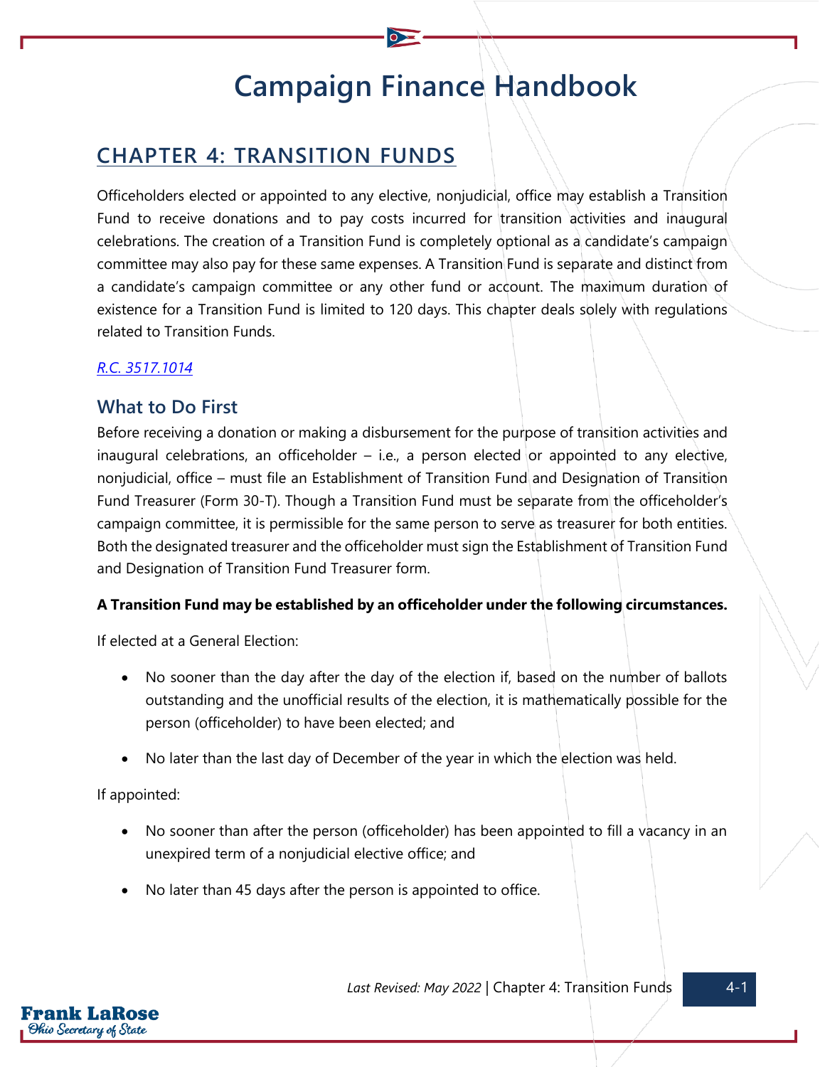# Campaign Finance Handbook

## CHAPTER 4: TRANSITION FUNDS

Officeholders elected or appointed to any elective, nonjudicial, office may establish a Transition Fund to receive donations and to pay costs incurred for transition activities and inaugural celebrations. The creation of a Transition Fund is completely optional as a candidate's campaign committee may also pay for these same expenses. A Transition Fund is separate and distinct from a candidate's campaign committee or any other fund or account. The maximum duration of existence for a Transition Fund is limited to 120 days. This chapter deals solely with regulations related to Transition Funds.

*R.C. 3517.1014*

### What to Do First

Before receiving a donation or making a disbursement for the purpose of transition activities and inaugural celebrations, an officeholder – i.e., a person elected or appointed to any elective, nonjudicial, office – must file an Establishment of Transition Fund and Designation of Transition Fund Treasurer (Form 30-T). Though a Transition Fund must be separate from the officeholder's campaign committee, it is permissible for the same person to serve as treasurer for both entities. Both the designated treasurer and the officeholder must sign the Establishment of Transition Fund and Designation of Transition Fund Treasurer form.

**A Transition Fund may be established by an officeholder under the following circumstances.**

If elected at a General Election:

- No sooner than the day after the day of the election if, based on the number of ballots outstanding and the unofficial results of the election, it is mathematically possible for the person (officeholder) to have been elected; and
- No later than the last day of December of the year in which the election was held.

If appointed:

- No sooner than after the person (officeholder) has been appointed to fill a vacancy in an unexpired term of a nonjudicial elective office; and
- No later than 45 days after the person is appointed to office.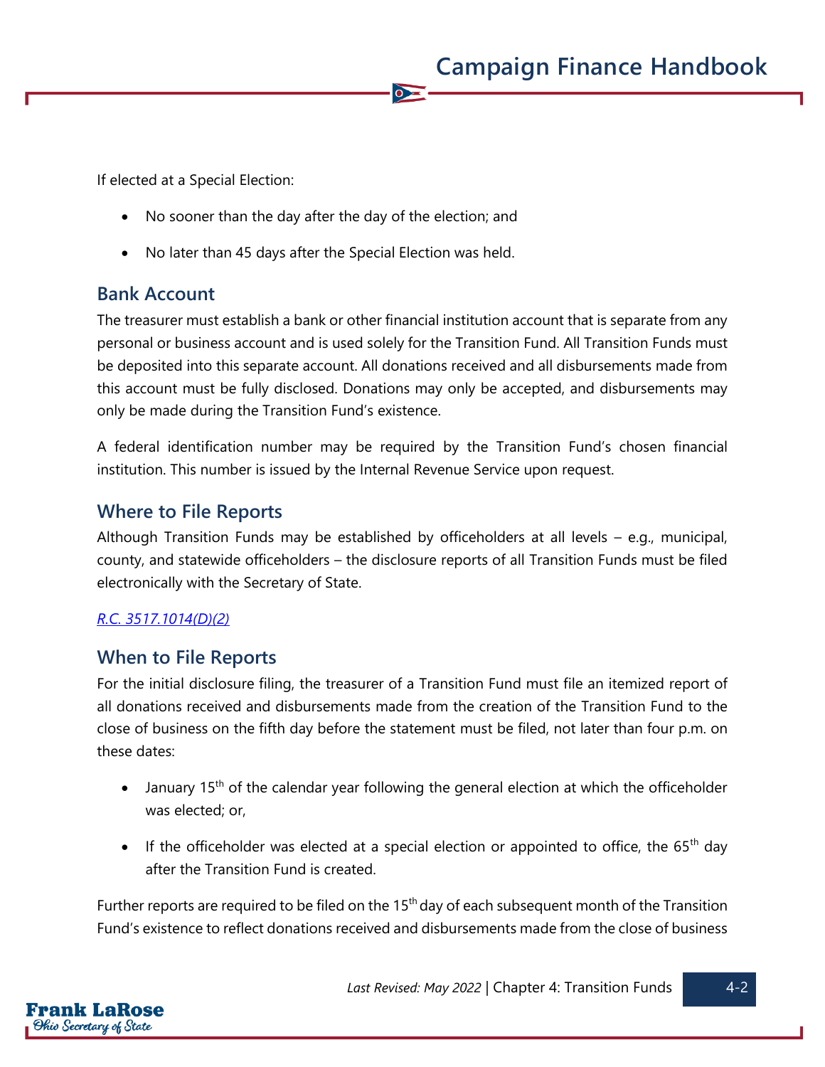If elected at a Special Election:

- No sooner than the day after the day of the election; and
- No later than 45 days after the Special Election was held.

## Bank Account

The treasurer must establish a bank or other financial institution account that is separate from any personal or business account and is used solely for the Transition Fund. All Transition Funds must be deposited into this separate account. All donations received and all disbursements made from this account must be fully disclosed. Donations may only be accepted, and disbursements may only be made during the Transition Fund's existence.

A federal identification number may be required by the Transition Fund's chosen financial institution. This number is issued by the Internal Revenue Service upon request.

## Where to File Reports

Although Transition Funds may be established by officeholders at all levels – e.g., municipal, county, and statewide officeholders – the disclosure reports of all Transition Funds must be filed electronically with the Secretary of State.

*R.C. 3517.1014(D)(2)*

## When to File Reports

For the initial disclosure filing, the treasurer of a Transition Fund must file an itemized report of all donations received and disbursements made from the creation of the Transition Fund to the close of business on the fifth day before the statement must be filed, not later than four p.m. on these dates:

- January 15th of the calendar year following the general election at which the officeholder was elected; or,
- If the officeholder was elected at a special election or appointed to office, the 65th day after the Transition Fund is created.

Further reports are required to be filed on the 15th day of each subsequent month of the Transition Fund's existence to reflect donations received and disbursements made from the close of business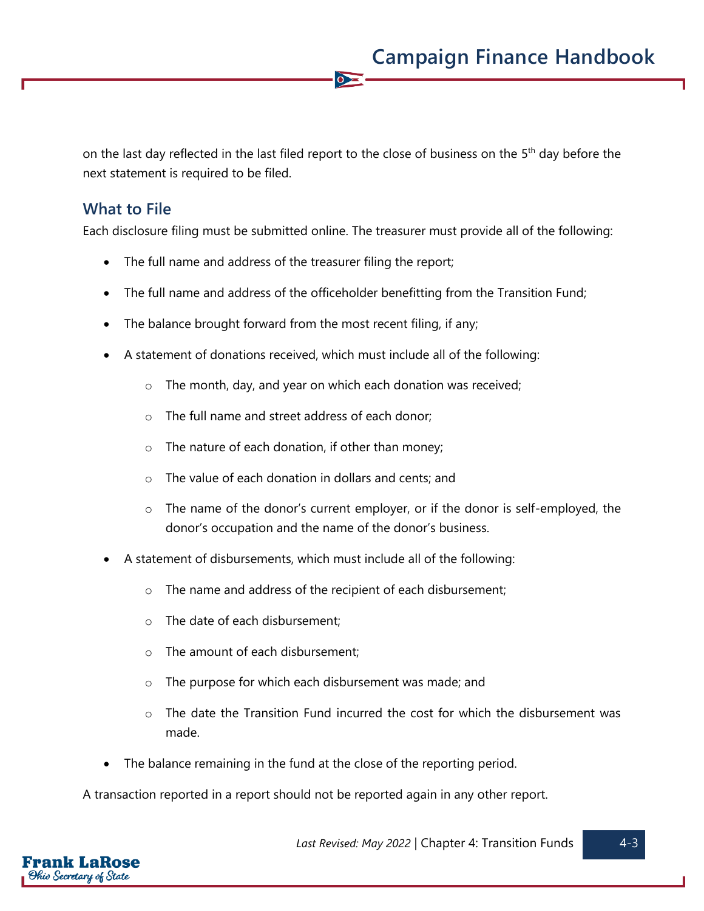on the last day reflected in the last filed report to the close of business on the 5th day before the next statement is required to be filed.

## What to File

Each disclosure filing must be submitted online. The treasurer must provide all of the following:

- The full name and address of the treasurer filing the report;
- The full name and address of the officeholder benefitting from the Transition Fund;
- The balance brought forward from the most recent filing, if any;
- A statement of donations received, which must include all of the following:
  - The month, day, and year on which each donation was received;
  - The full name and street address of each donor;
  - The nature of each donation, if other than money;
  - The value of each donation in dollars and cents; and
  - The name of the donor's current employer, or if the donor is self-employed, the donor's occupation and the name of the donor's business.
- A statement of disbursements, which must include all of the following:
  - The name and address of the recipient of each disbursement;
  - The date of each disbursement;
  - The amount of each disbursement;
  - The purpose for which each disbursement was made; and
  - The date the Transition Fund incurred the cost for which the disbursement was made.
- The balance remaining in the fund at the close of the reporting period.

A transaction reported in a report should not be reported again in any other report.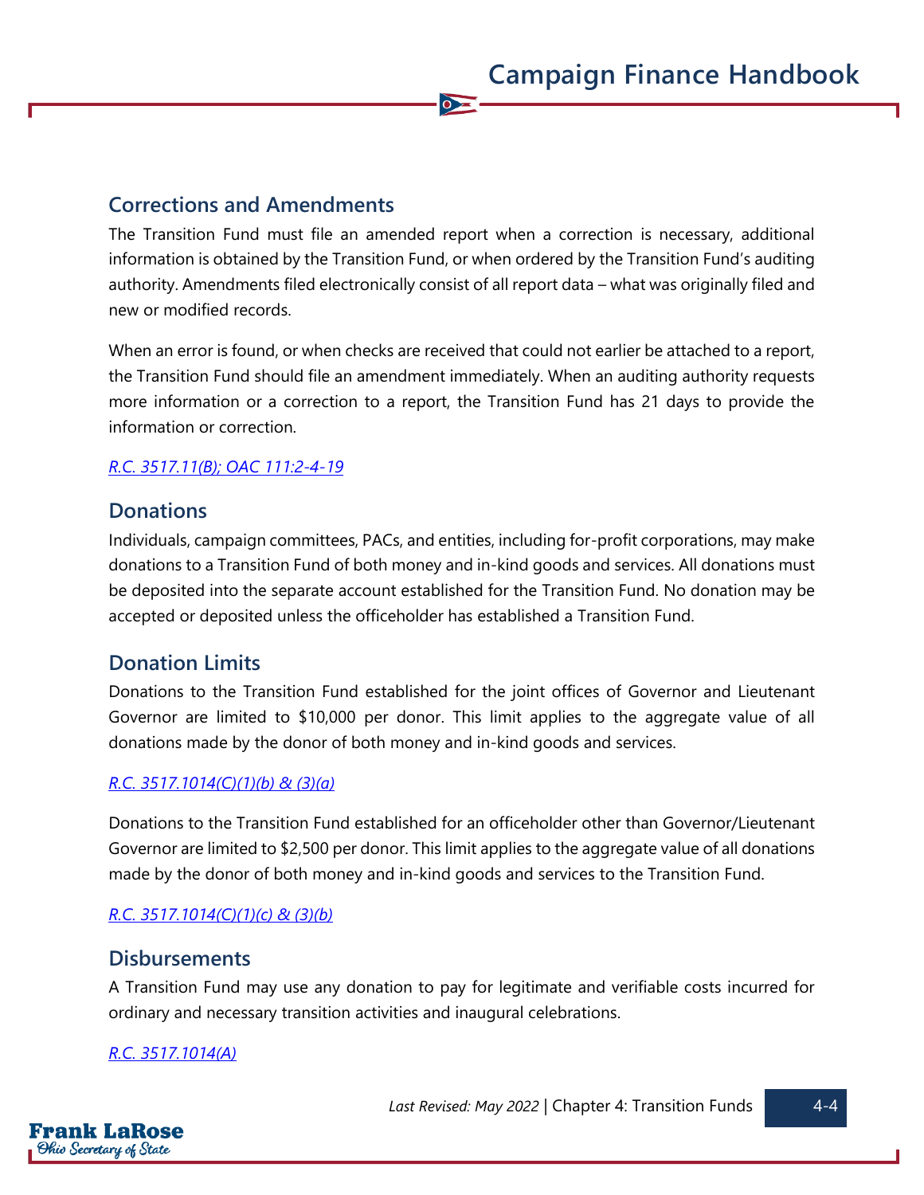## Corrections and Amendments

The Transition Fund must file an amended report when a correction is necessary, additional information is obtained by the Transition Fund, or when ordered by the Transition Fund's auditing authority. Amendments filed electronically consist of all report data – what was originally filed and new or modified records.

When an error is found, or when checks are received that could not earlier be attached to a report, the Transition Fund should file an amendment immediately. When an auditing authority requests more information or a correction to a report, the Transition Fund has 21 days to provide the information or correction.

*R.C. 3517.11(B); OAC 111:2-4-19*

## Donations

Individuals, campaign committees, PACs, and entities, including for-profit corporations, may make donations to a Transition Fund of both money and in-kind goods and services. All donations must be deposited into the separate account established for the Transition Fund. No donation may be accepted or deposited unless the officeholder has established a Transition Fund.

## Donation Limits

Donations to the Transition Fund established for the joint offices of Governor and Lieutenant Governor are limited to $10,000 per donor. This limit applies to the aggregate value of all donations made by the donor of both money and in-kind goods and services.

*R.C. 3517.1014(C)(1)(b) & (3)(a)*

Donations to the Transition Fund established for an officeholder other than Governor/Lieutenant Governor are limited to $2,500 per donor. This limit applies to the aggregate value of all donations made by the donor of both money and in-kind goods and services to the Transition Fund.

*R.C. 3517.1014(C)(1)(c) & (3)(b)*

## Disbursements

A Transition Fund may use any donation to pay for legitimate and verifiable costs incurred for ordinary and necessary transition activities and inaugural celebrations.

*R.C. 3517.1014(A)*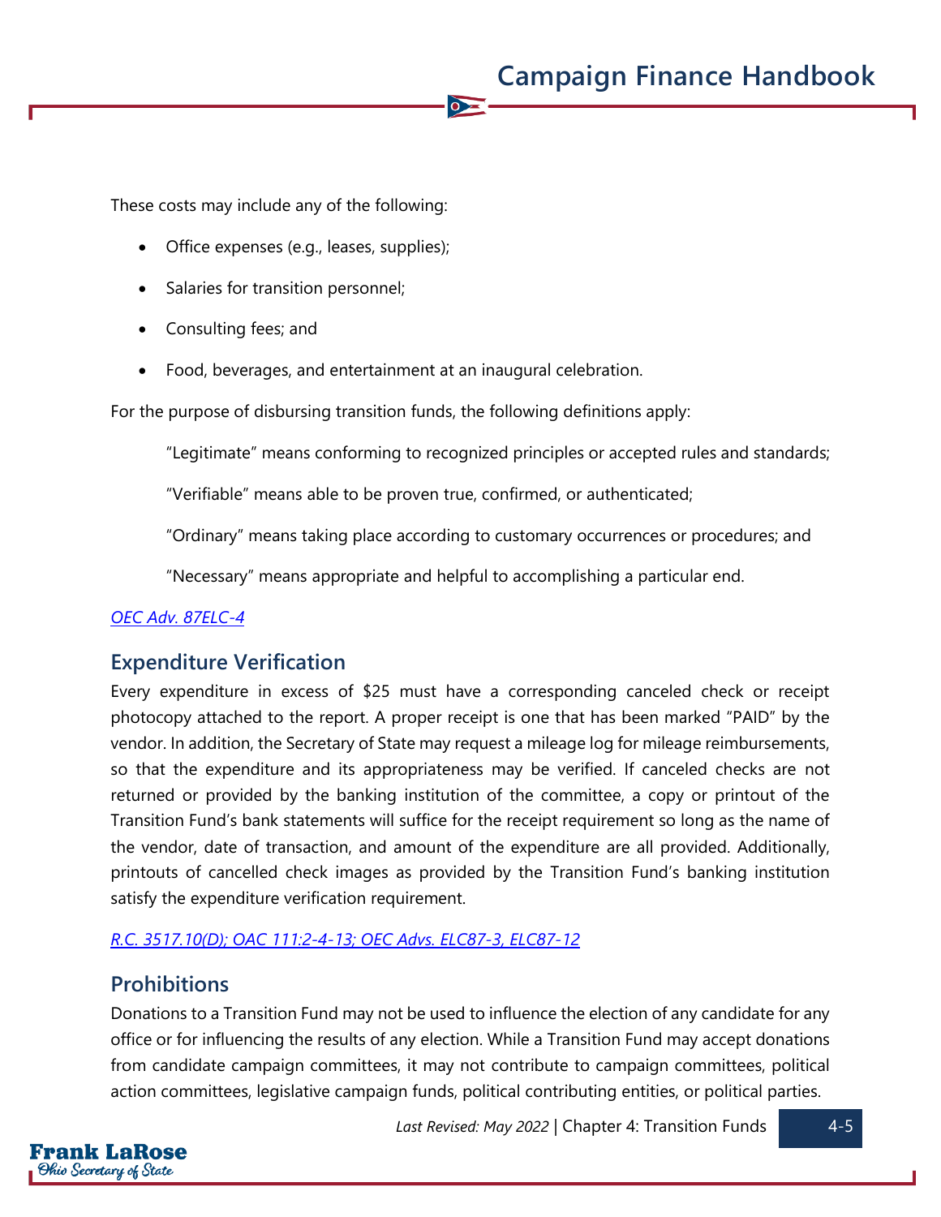These costs may include any of the following:

- Office expenses (e.g., leases, supplies);
- Salaries for transition personnel;
- Consulting fees; and
- Food, beverages, and entertainment at an inaugural celebration.

For the purpose of disbursing transition funds, the following definitions apply:

> "Legitimate" means conforming to recognized principles or accepted rules and standards;
>
> "Verifiable" means able to be proven true, confirmed, or authenticated;
>
> "Ordinary" means taking place according to customary occurrences or procedures; and
>
> "Necessary" means appropriate and helpful to accomplishing a particular end.

*OEC Adv. 87ELC-4*

## Expenditure Verification

Every expenditure in excess of $25 must have a corresponding canceled check or receipt photocopy attached to the report. A proper receipt is one that has been marked "PAID" by the vendor. In addition, the Secretary of State may request a mileage log for mileage reimbursements, so that the expenditure and its appropriateness may be verified. If canceled checks are not returned or provided by the banking institution of the committee, a copy or printout of the Transition Fund's bank statements will suffice for the receipt requirement so long as the name of the vendor, date of transaction, and amount of the expenditure are all provided. Additionally, printouts of cancelled check images as provided by the Transition Fund's banking institution satisfy the expenditure verification requirement.

*R.C. 3517.10(D); OAC 111:2-4-13; OEC Advs. ELC87-3, ELC87-12*

## Prohibitions

Donations to a Transition Fund may not be used to influence the election of any candidate for any office or for influencing the results of any election. While a Transition Fund may accept donations from candidate campaign committees, it may not contribute to campaign committees, political action committees, legislative campaign funds, political contributing entities, or political parties.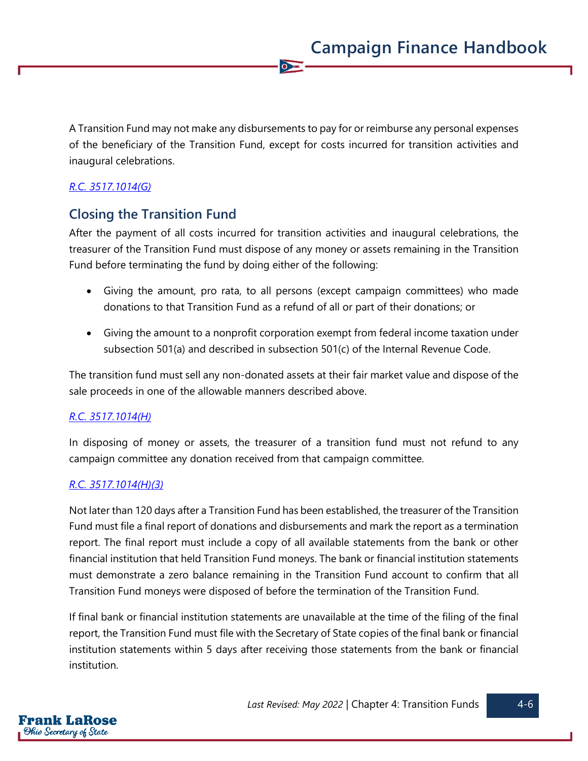A Transition Fund may not make any disbursements to pay for or reimburse any personal expenses of the beneficiary of the Transition Fund, except for costs incurred for transition activities and inaugural celebrations.

*R.C. 3517.1014(G)*

## Closing the Transition Fund

After the payment of all costs incurred for transition activities and inaugural celebrations, the treasurer of the Transition Fund must dispose of any money or assets remaining in the Transition Fund before terminating the fund by doing either of the following:

- Giving the amount, pro rata, to all persons (except campaign committees) who made donations to that Transition Fund as a refund of all or part of their donations; or
- Giving the amount to a nonprofit corporation exempt from federal income taxation under subsection 501(a) and described in subsection 501(c) of the Internal Revenue Code.

The transition fund must sell any non-donated assets at their fair market value and dispose of the sale proceeds in one of the allowable manners described above.

*R.C. 3517.1014(H)*

In disposing of money or assets, the treasurer of a transition fund must not refund to any campaign committee any donation received from that campaign committee.

*R.C. 3517.1014(H)(3)*

Not later than 120 days after a Transition Fund has been established, the treasurer of the Transition Fund must file a final report of donations and disbursements and mark the report as a termination report. The final report must include a copy of all available statements from the bank or other financial institution that held Transition Fund moneys. The bank or financial institution statements must demonstrate a zero balance remaining in the Transition Fund account to confirm that all Transition Fund moneys were disposed of before the termination of the Transition Fund.

If final bank or financial institution statements are unavailable at the time of the filing of the final report, the Transition Fund must file with the Secretary of State copies of the final bank or financial institution statements within 5 days after receiving those statements from the bank or financial institution.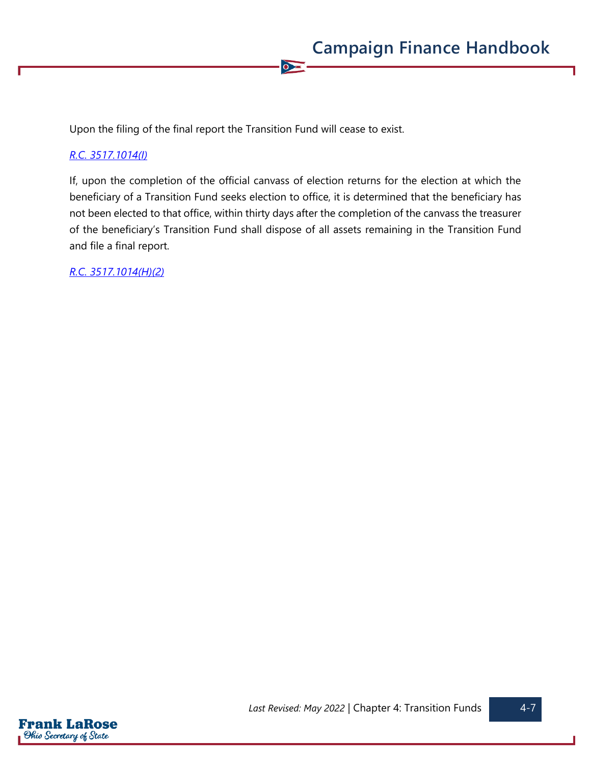Upon the filing of the final report the Transition Fund will cease to exist.

*R.C. 3517.1014(I)*

If, upon the completion of the official canvass of election returns for the election at which the beneficiary of a Transition Fund seeks election to office, it is determined that the beneficiary has not been elected to that office, within thirty days after the completion of the canvass the treasurer of the beneficiary's Transition Fund shall dispose of all assets remaining in the Transition Fund and file a final report.

*R.C. 3517.1014(H)(2)*